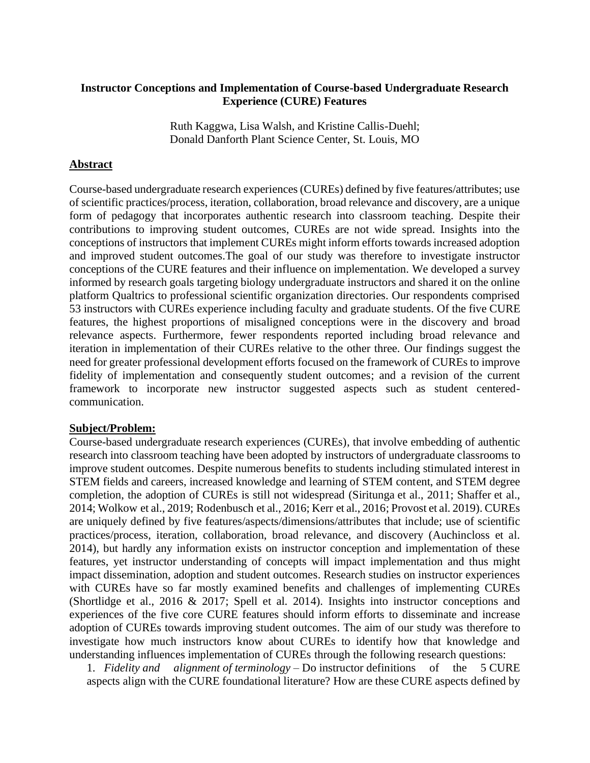**Instructor Conceptions and Implementation of Course-based Undergraduate Research Experience (CURE) Features**

Ruth Kaggwa, Lisa Walsh, and Kristine Callis-Duehl;
Donald Danforth Plant Science Center, St. Louis, MO

## Abstract

Course-based undergraduate research experiences (CUREs) defined by five features/attributes; use of scientific practices/process, iteration, collaboration, broad relevance and discovery, are a unique form of pedagogy that incorporates authentic research into classroom teaching. Despite their contributions to improving student outcomes, CUREs are not wide spread. Insights into the conceptions of instructors that implement CUREs might inform efforts towards increased adoption and improved student outcomes.The goal of our study was therefore to investigate instructor conceptions of the CURE features and their influence on implementation. We developed a survey informed by research goals targeting biology undergraduate instructors and shared it on the online platform Qualtrics to professional scientific organization directories. Our respondents comprised 53 instructors with CUREs experience including faculty and graduate students. Of the five CURE features, the highest proportions of misaligned conceptions were in the discovery and broad relevance aspects. Furthermore, fewer respondents reported including broad relevance and iteration in implementation of their CUREs relative to the other three. Our findings suggest the need for greater professional development efforts focused on the framework of CUREs to improve fidelity of implementation and consequently student outcomes; and a revision of the current framework to incorporate new instructor suggested aspects such as student centered-communication.

## Subject/Problem:

Course-based undergraduate research experiences (CUREs), that involve embedding of authentic research into classroom teaching have been adopted by instructors of undergraduate classrooms to improve student outcomes. Despite numerous benefits to students including stimulated interest in STEM fields and careers, increased knowledge and learning of STEM content, and STEM degree completion, the adoption of CUREs is still not widespread (Siritunga et al., 2011; Shaffer et al., 2014; Wolkow et al., 2019; Rodenbusch et al., 2016; Kerr et al., 2016; Provost et al. 2019). CUREs are uniquely defined by five features/aspects/dimensions/attributes that include; use of scientific practices/process, iteration, collaboration, broad relevance, and discovery (Auchincloss et al. 2014), but hardly any information exists on instructor conception and implementation of these features, yet instructor understanding of concepts will impact implementation and thus might impact dissemination, adoption and student outcomes. Research studies on instructor experiences with CUREs have so far mostly examined benefits and challenges of implementing CUREs (Shortlidge et al., 2016 & 2017; Spell et al. 2014). Insights into instructor conceptions and experiences of the five core CURE features should inform efforts to disseminate and increase adoption of CUREs towards improving student outcomes. The aim of our study was therefore to investigate how much instructors know about CUREs to identify how that knowledge and understanding influences implementation of CUREs through the following research questions:

1. *Fidelity and alignment of terminology* – Do instructor definitions of the 5 CURE aspects align with the CURE foundational literature? How are these CURE aspects defined by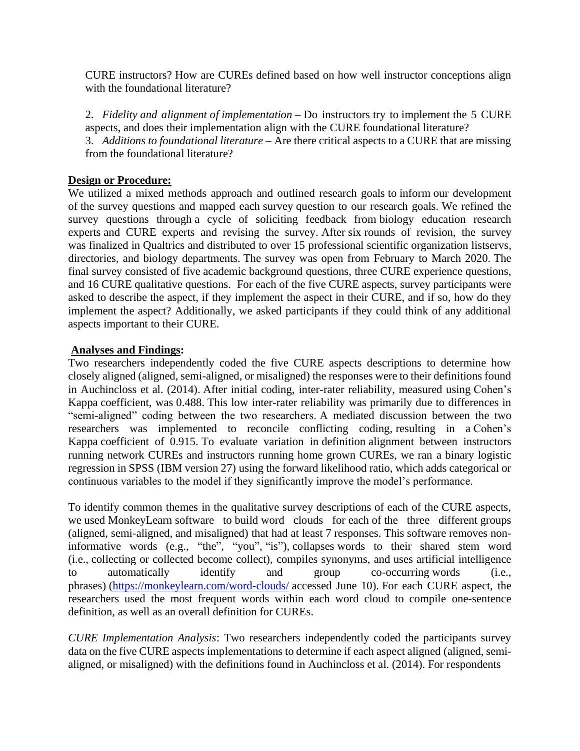CURE instructors? How are CUREs defined based on how well instructor conceptions align with the foundational literature?

2. *Fidelity and alignment of implementation* – Do instructors try to implement the 5 CURE aspects, and does their implementation align with the CURE foundational literature?
3. *Additions to foundational literature* – Are there critical aspects to a CURE that are missing from the foundational literature?

**Design or Procedure:**

We utilized a mixed methods approach and outlined research goals to inform our development of the survey questions and mapped each survey question to our research goals. We refined the survey questions through a cycle of soliciting feedback from biology education research experts and CURE experts and revising the survey. After six rounds of revision, the survey was finalized in Qualtrics and distributed to over 15 professional scientific organization listservs, directories, and biology departments. The survey was open from February to March 2020. The final survey consisted of five academic background questions, three CURE experience questions, and 16 CURE qualitative questions. For each of the five CURE aspects, survey participants were asked to describe the aspect, if they implement the aspect in their CURE, and if so, how do they implement the aspect? Additionally, we asked participants if they could think of any additional aspects important to their CURE.

**Analyses and Findings:**

Two researchers independently coded the five CURE aspects descriptions to determine how closely aligned (aligned, semi-aligned, or misaligned) the responses were to their definitions found in Auchincloss et al. (2014). After initial coding, inter-rater reliability, measured using Cohen's Kappa coefficient, was 0.488. This low inter-rater reliability was primarily due to differences in "semi-aligned" coding between the two researchers. A mediated discussion between the two researchers was implemented to reconcile conflicting coding, resulting in a Cohen's Kappa coefficient of 0.915. To evaluate variation in definition alignment between instructors running network CUREs and instructors running home grown CUREs, we ran a binary logistic regression in SPSS (IBM version 27) using the forward likelihood ratio, which adds categorical or continuous variables to the model if they significantly improve the model's performance.

To identify common themes in the qualitative survey descriptions of each of the CURE aspects, we used MonkeyLearn software to build word clouds for each of the three different groups (aligned, semi-aligned, and misaligned) that had at least 7 responses. This software removes non-informative words (e.g., "the", "you", "is"), collapses words to their shared stem word (i.e., collecting or collected become collect), compiles synonyms, and uses artificial intelligence to automatically identify and group co-occurring words (i.e., phrases) (https://monkeylearn.com/word-clouds/ accessed June 10). For each CURE aspect, the researchers used the most frequent words within each word cloud to compile one-sentence definition, as well as an overall definition for CUREs.

*CURE Implementation Analysis*: Two researchers independently coded the participants survey data on the five CURE aspects implementations to determine if each aspect aligned (aligned, semi-aligned, or misaligned) with the definitions found in Auchincloss et al. (2014). For respondents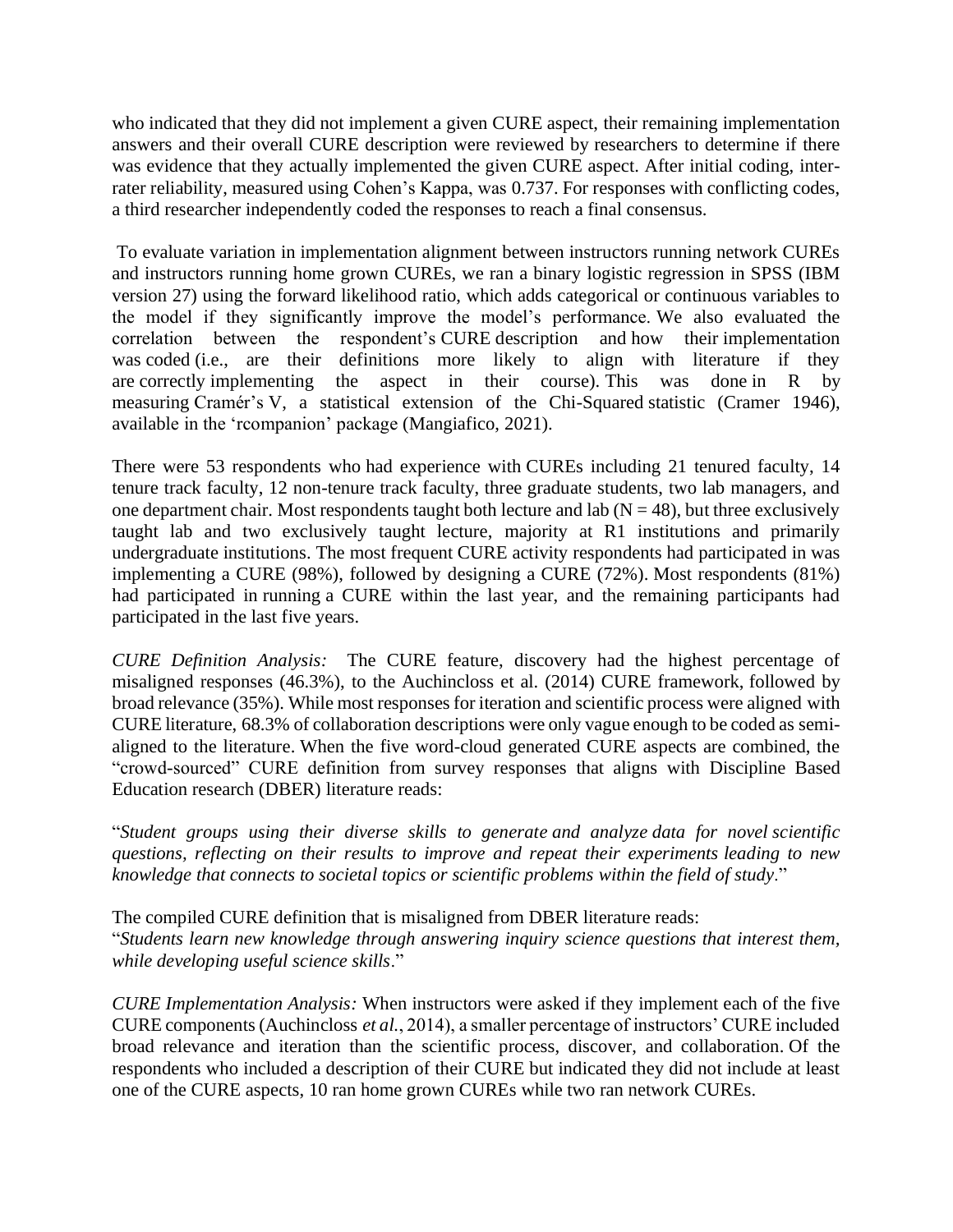who indicated that they did not implement a given CURE aspect, their remaining implementation answers and their overall CURE description were reviewed by researchers to determine if there was evidence that they actually implemented the given CURE aspect. After initial coding, inter-rater reliability, measured using Cohen's Kappa, was 0.737. For responses with conflicting codes, a third researcher independently coded the responses to reach a final consensus.

To evaluate variation in implementation alignment between instructors running network CUREs and instructors running home grown CUREs, we ran a binary logistic regression in SPSS (IBM version 27) using the forward likelihood ratio, which adds categorical or continuous variables to the model if they significantly improve the model's performance. We also evaluated the correlation between the respondent's CURE description and how their implementation was coded (i.e., are their definitions more likely to align with literature if they are correctly implementing the aspect in their course). This was done in R by measuring Cramér's V, a statistical extension of the Chi-Squared statistic (Cramer 1946), available in the 'rcompanion' package (Mangiafico, 2021).

There were 53 respondents who had experience with CUREs including 21 tenured faculty, 14 tenure track faculty, 12 non-tenure track faculty, three graduate students, two lab managers, and one department chair. Most respondents taught both lecture and lab ($N = 48$), but three exclusively taught lab and two exclusively taught lecture, majority at R1 institutions and primarily undergraduate institutions. The most frequent CURE activity respondents had participated in was implementing a CURE (98%), followed by designing a CURE (72%). Most respondents (81%) had participated in running a CURE within the last year, and the remaining participants had participated in the last five years.

*CURE Definition Analysis:* The CURE feature, discovery had the highest percentage of misaligned responses (46.3%), to the Auchincloss et al. (2014) CURE framework, followed by broad relevance (35%). While most responses for iteration and scientific process were aligned with CURE literature, 68.3% of collaboration descriptions were only vague enough to be coded as semi-aligned to the literature. When the five word-cloud generated CURE aspects are combined, the "crowd-sourced" CURE definition from survey responses that aligns with Discipline Based Education research (DBER) literature reads:

"*Student groups using their diverse skills to generate and analyze data for novel scientific questions, reflecting on their results to improve and repeat their experiments leading to new knowledge that connects to societal topics or scientific problems within the field of study*."

The compiled CURE definition that is misaligned from DBER literature reads:
"*Students learn new knowledge through answering inquiry science questions that interest them, while developing useful science skills*."

*CURE Implementation Analysis:* When instructors were asked if they implement each of the five CURE components (Auchincloss *et al.*, 2014), a smaller percentage of instructors' CURE included broad relevance and iteration than the scientific process, discover, and collaboration. Of the respondents who included a description of their CURE but indicated they did not include at least one of the CURE aspects, 10 ran home grown CUREs while two ran network CUREs.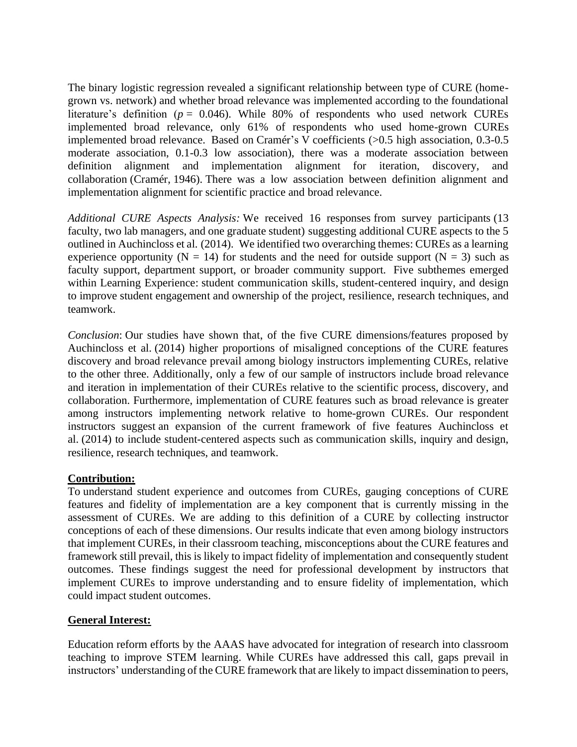The binary logistic regression revealed a significant relationship between type of CURE (home-grown vs. network) and whether broad relevance was implemented according to the foundational literature's definition ($p$ = 0.046). While 80% of respondents who used network CUREs implemented broad relevance, only 61% of respondents who used home-grown CUREs implemented broad relevance. Based on Cramér's V coefficients (>0.5 high association, 0.3-0.5 moderate association, 0.1-0.3 low association), there was a moderate association between definition alignment and implementation alignment for iteration, discovery, and collaboration (Cramér, 1946). There was a low association between definition alignment and implementation alignment for scientific practice and broad relevance.

*Additional CURE Aspects Analysis:* We received 16 responses from survey participants (13 faculty, two lab managers, and one graduate student) suggesting additional CURE aspects to the 5 outlined in Auchincloss et al. (2014). We identified two overarching themes: CUREs as a learning experience opportunity (N = 14) for students and the need for outside support (N = 3) such as faculty support, department support, or broader community support. Five subthemes emerged within Learning Experience: student communication skills, student-centered inquiry, and design to improve student engagement and ownership of the project, resilience, research techniques, and teamwork.

*Conclusion*: Our studies have shown that, of the five CURE dimensions/features proposed by Auchincloss et al. (2014) higher proportions of misaligned conceptions of the CURE features discovery and broad relevance prevail among biology instructors implementing CUREs, relative to the other three. Additionally, only a few of our sample of instructors include broad relevance and iteration in implementation of their CUREs relative to the scientific process, discovery, and collaboration. Furthermore, implementation of CURE features such as broad relevance is greater among instructors implementing network relative to home-grown CUREs. Our respondent instructors suggest an expansion of the current framework of five features Auchincloss et al. (2014) to include student-centered aspects such as communication skills, inquiry and design, resilience, research techniques, and teamwork.

## Contribution:

To understand student experience and outcomes from CUREs, gauging conceptions of CURE features and fidelity of implementation are a key component that is currently missing in the assessment of CUREs. We are adding to this definition of a CURE by collecting instructor conceptions of each of these dimensions. Our results indicate that even among biology instructors that implement CUREs, in their classroom teaching, misconceptions about the CURE features and framework still prevail, this is likely to impact fidelity of implementation and consequently student outcomes. These findings suggest the need for professional development by instructors that implement CUREs to improve understanding and to ensure fidelity of implementation, which could impact student outcomes.

## General Interest:

Education reform efforts by the AAAS have advocated for integration of research into classroom teaching to improve STEM learning. While CUREs have addressed this call, gaps prevail in instructors' understanding of the CURE framework that are likely to impact dissemination to peers,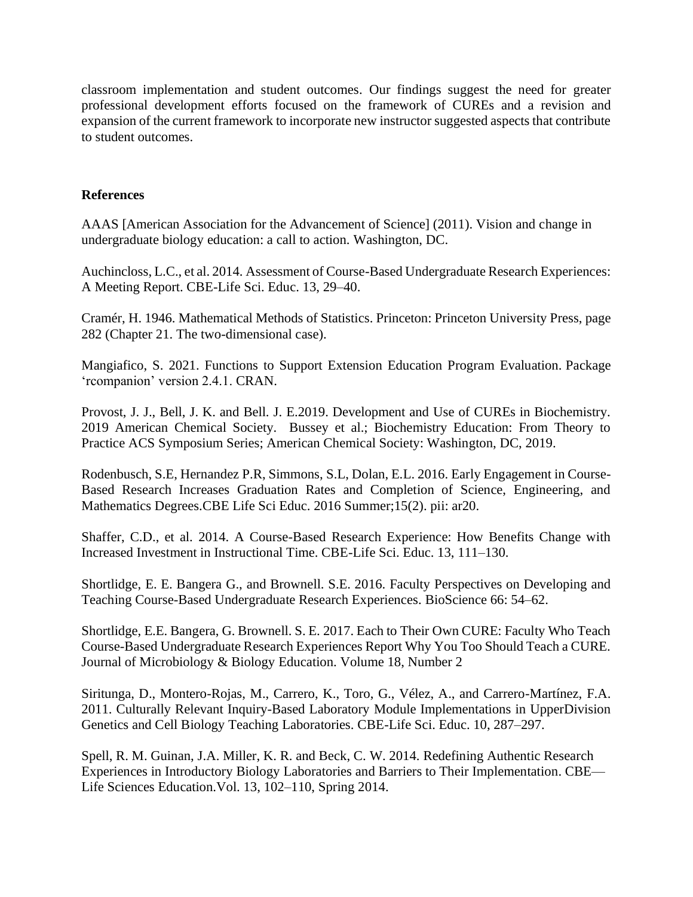classroom implementation and student outcomes. Our findings suggest the need for greater professional development efforts focused on the framework of CUREs and a revision and expansion of the current framework to incorporate new instructor suggested aspects that contribute to student outcomes.

**References**

AAAS [American Association for the Advancement of Science] (2011). Vision and change in undergraduate biology education: a call to action. Washington, DC.

Auchincloss, L.C., et al. 2014. Assessment of Course-Based Undergraduate Research Experiences: A Meeting Report. CBE-Life Sci. Educ. 13, 29–40.

Cramér, H. 1946. Mathematical Methods of Statistics. Princeton: Princeton University Press, page 282 (Chapter 21. The two-dimensional case).

Mangiafico, S. 2021. Functions to Support Extension Education Program Evaluation. Package 'rcompanion' version 2.4.1. CRAN.

Provost, J. J., Bell, J. K. and Bell. J. E.2019. Development and Use of CUREs in Biochemistry. 2019 American Chemical Society. Bussey et al.; Biochemistry Education: From Theory to Practice ACS Symposium Series; American Chemical Society: Washington, DC, 2019.

Rodenbusch, S.E, Hernandez P.R, Simmons, S.L, Dolan, E.L. 2016. Early Engagement in Course-Based Research Increases Graduation Rates and Completion of Science, Engineering, and Mathematics Degrees.CBE Life Sci Educ. 2016 Summer;15(2). pii: ar20.

Shaffer, C.D., et al. 2014. A Course-Based Research Experience: How Benefits Change with Increased Investment in Instructional Time. CBE-Life Sci. Educ. 13, 111–130.

Shortlidge, E. E. Bangera G., and Brownell. S.E. 2016. Faculty Perspectives on Developing and Teaching Course-Based Undergraduate Research Experiences. BioScience 66: 54–62.

Shortlidge, E.E. Bangera, G. Brownell. S. E. 2017. Each to Their Own CURE: Faculty Who Teach Course-Based Undergraduate Research Experiences Report Why You Too Should Teach a CURE. Journal of Microbiology & Biology Education. Volume 18, Number 2

Siritunga, D., Montero-Rojas, M., Carrero, K., Toro, G., Vélez, A., and Carrero-Martínez, F.A. 2011. Culturally Relevant Inquiry-Based Laboratory Module Implementations in UpperDivision Genetics and Cell Biology Teaching Laboratories. CBE-Life Sci. Educ. 10, 287–297.

Spell, R. M. Guinan, J.A. Miller, K. R. and Beck, C. W. 2014. Redefining Authentic Research Experiences in Introductory Biology Laboratories and Barriers to Their Implementation. CBE—Life Sciences Education.Vol. 13, 102–110, Spring 2014.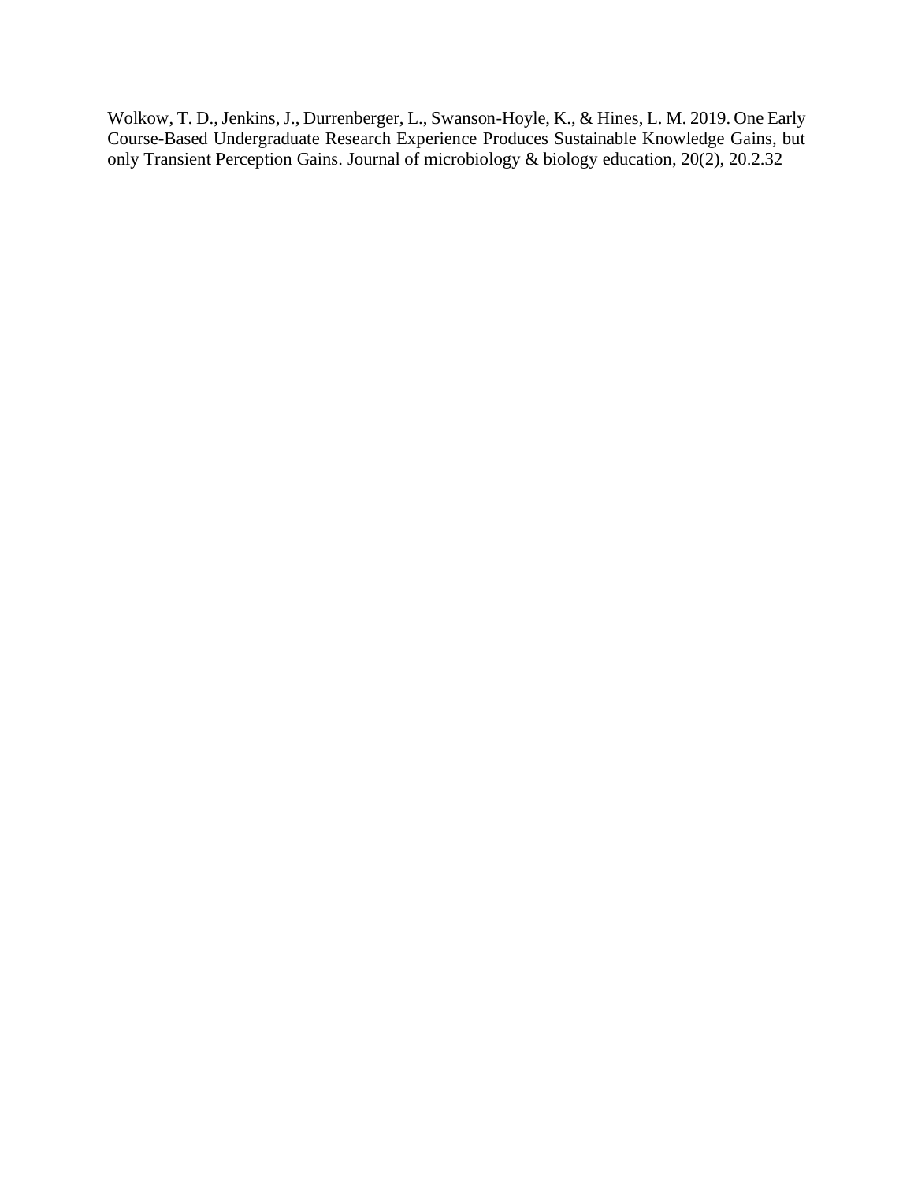Wolkow, T. D., Jenkins, J., Durrenberger, L., Swanson-Hoyle, K., & Hines, L. M. 2019. One Early Course-Based Undergraduate Research Experience Produces Sustainable Knowledge Gains, but only Transient Perception Gains. Journal of microbiology & biology education, 20(2), 20.2.32